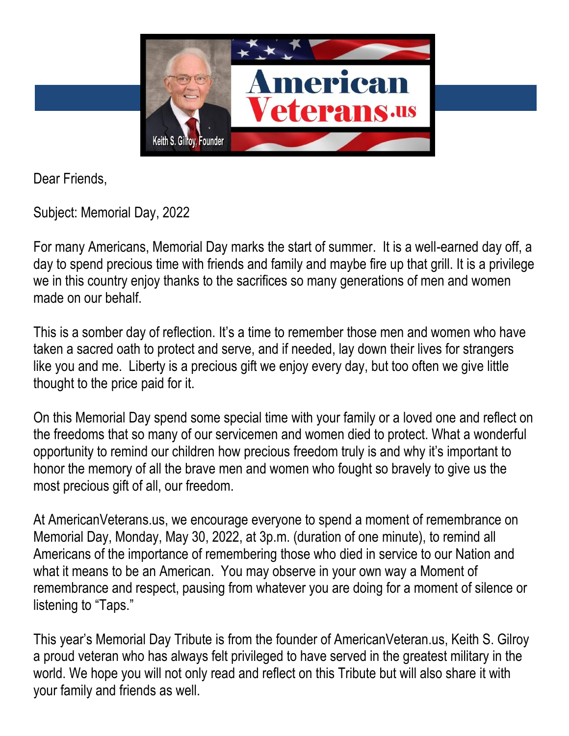Dear Friends,

Subject: Memorial Day, 2022

For many Americans, Memorial Day marks the start of summer. It is a well-earned day off, a day to spend precious time with friends and family and maybe fire up that grill. It is a privilege we in this country enjoy thanks to the sacrifices so many generations of men and women made on our behalf.

This is a somber day of reflection. It's a time to remember those men and women who have taken a sacred oath to protect and serve, and if needed, lay down their lives for strangers like you and me. Liberty is a precious gift we enjoy every day, but too often we give little thought to the price paid for it.

On this Memorial Day spend some special time with your family or a loved one and reflect on the freedoms that so many of our servicemen and women died to protect. What a wonderful opportunity to remind our children how precious freedom truly is and why it's important to honor the memory of all the brave men and women who fought so bravely to give us the most precious gift of all, our freedom.

At AmericanVeterans.us, we encourage everyone to spend a moment of remembrance on Memorial Day, Monday, May 30, 2022, at 3p.m. (duration of one minute), to remind all Americans of the importance of remembering those who died in service to our Nation and what it means to be an American. You may observe in your own way a Moment of remembrance and respect, pausing from whatever you are doing for a moment of silence or listening to "Taps."

This year's Memorial Day Tribute is from the founder of AmericanVeteran.us, Keith S. Gilroy a proud veteran who has always felt privileged to have served in the greatest military in the world. We hope you will not only read and reflect on this Tribute but will also share it with your family and friends as well.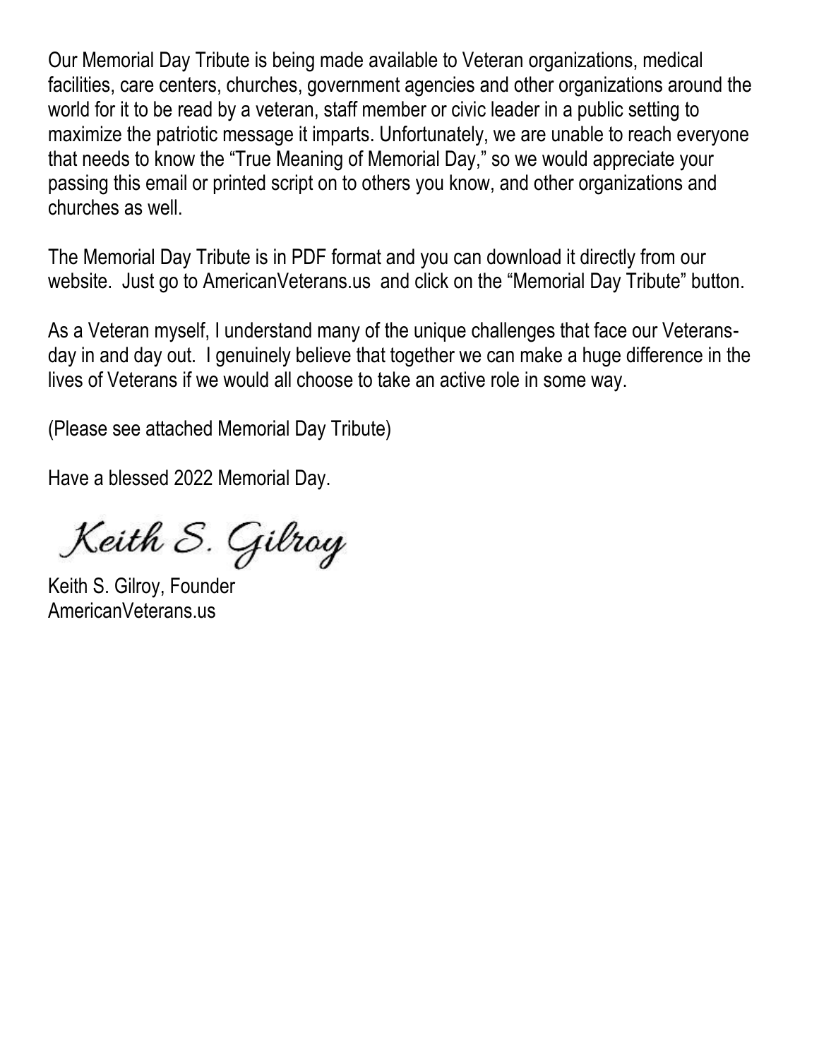Our Memorial Day Tribute is being made available to Veteran organizations, medical facilities, care centers, churches, government agencies and other organizations around the world for it to be read by a veteran, staff member or civic leader in a public setting to maximize the patriotic message it imparts. Unfortunately, we are unable to reach everyone that needs to know the "True Meaning of Memorial Day," so we would appreciate your passing this email or printed script on to others you know, and other organizations and churches as well.

The Memorial Day Tribute is in PDF format and you can download it directly from our website. Just go to AmericanVeterans.us and click on the "Memorial Day Tribute" button.

As a Veteran myself, I understand many of the unique challenges that face our Veterans-day in and day out. I genuinely believe that together we can make a huge difference in the lives of Veterans if we would all choose to take an active role in some way.

(Please see attached Memorial Day Tribute)

Have a blessed 2022 Memorial Day.

*Keith S. Gilroy*

Keith S. Gilroy, Founder
AmericanVeterans.us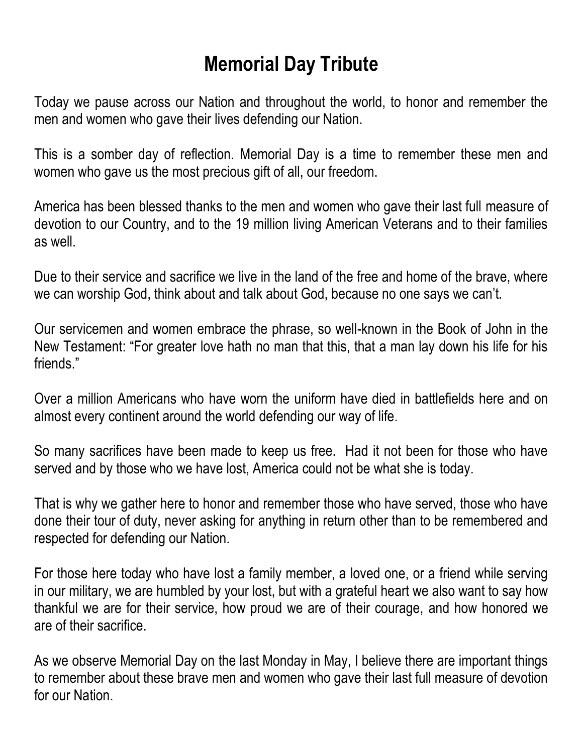# Memorial Day Tribute

Today we pause across our Nation and throughout the world, to honor and remember the men and women who gave their lives defending our Nation.

This is a somber day of reflection. Memorial Day is a time to remember these men and women who gave us the most precious gift of all, our freedom.

America has been blessed thanks to the men and women who gave their last full measure of devotion to our Country, and to the 19 million living American Veterans and to their families as well.

Due to their service and sacrifice we live in the land of the free and home of the brave, where we can worship God, think about and talk about God, because no one says we can't.

Our servicemen and women embrace the phrase, so well-known in the Book of John in the New Testament: "For greater love hath no man that this, that a man lay down his life for his friends."

Over a million Americans who have worn the uniform have died in battlefields here and on almost every continent around the world defending our way of life.

So many sacrifices have been made to keep us free. Had it not been for those who have served and by those who we have lost, America could not be what she is today.

That is why we gather here to honor and remember those who have served, those who have done their tour of duty, never asking for anything in return other than to be remembered and respected for defending our Nation.

For those here today who have lost a family member, a loved one, or a friend while serving in our military, we are humbled by your lost, but with a grateful heart we also want to say how thankful we are for their service, how proud we are of their courage, and how honored we are of their sacrifice.

As we observe Memorial Day on the last Monday in May, I believe there are important things to remember about these brave men and women who gave their last full measure of devotion for our Nation.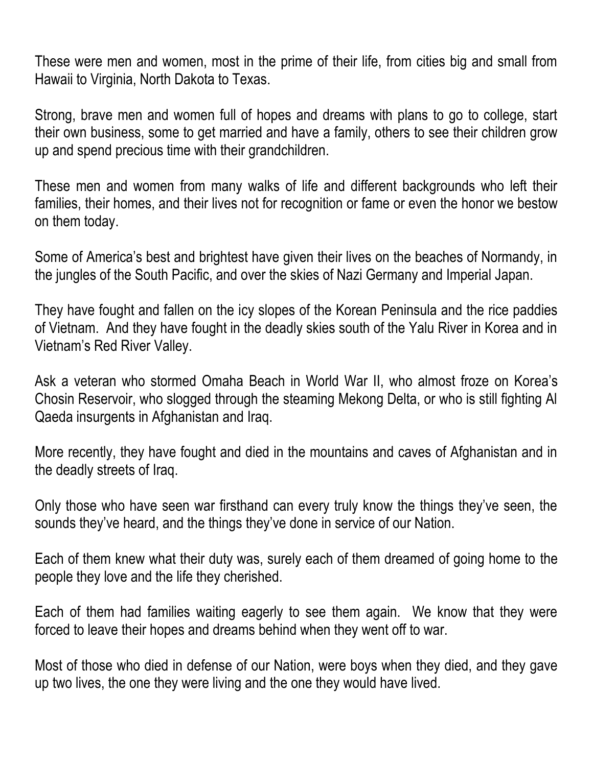These were men and women, most in the prime of their life, from cities big and small from Hawaii to Virginia, North Dakota to Texas.

Strong, brave men and women full of hopes and dreams with plans to go to college, start their own business, some to get married and have a family, others to see their children grow up and spend precious time with their grandchildren.

These men and women from many walks of life and different backgrounds who left their families, their homes, and their lives not for recognition or fame or even the honor we bestow on them today.

Some of America's best and brightest have given their lives on the beaches of Normandy, in the jungles of the South Pacific, and over the skies of Nazi Germany and Imperial Japan.

They have fought and fallen on the icy slopes of the Korean Peninsula and the rice paddies of Vietnam. And they have fought in the deadly skies south of the Yalu River in Korea and in Vietnam's Red River Valley.

Ask a veteran who stormed Omaha Beach in World War II, who almost froze on Korea's Chosin Reservoir, who slogged through the steaming Mekong Delta, or who is still fighting Al Qaeda insurgents in Afghanistan and Iraq.

More recently, they have fought and died in the mountains and caves of Afghanistan and in the deadly streets of Iraq.

Only those who have seen war firsthand can every truly know the things they've seen, the sounds they've heard, and the things they've done in service of our Nation.

Each of them knew what their duty was, surely each of them dreamed of going home to the people they love and the life they cherished.

Each of them had families waiting eagerly to see them again. We know that they were forced to leave their hopes and dreams behind when they went off to war.

Most of those who died in defense of our Nation, were boys when they died, and they gave up two lives, the one they were living and the one they would have lived.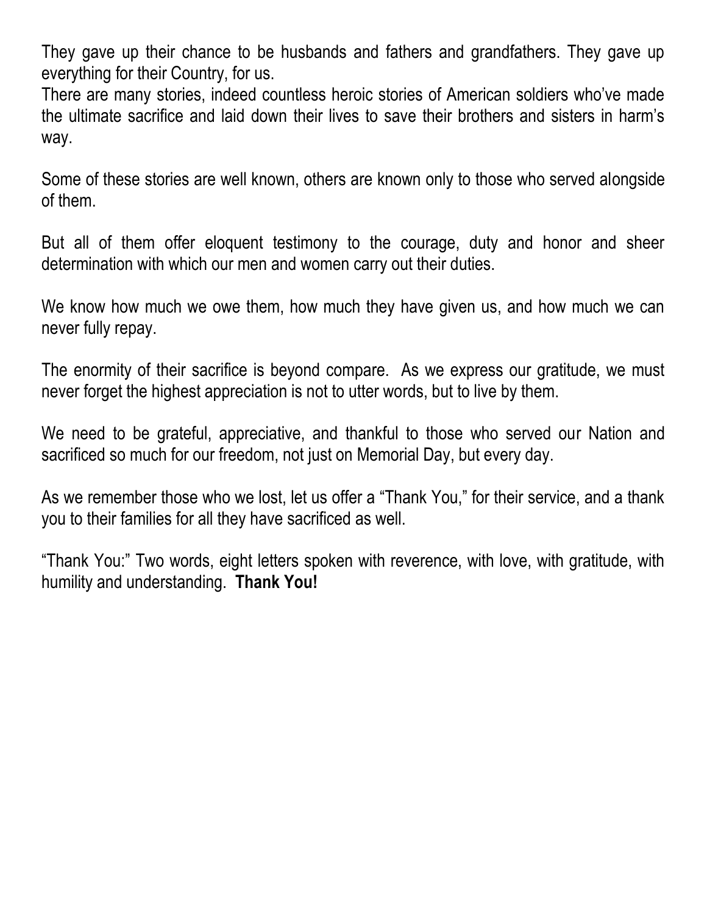They gave up their chance to be husbands and fathers and grandfathers. They gave up everything for their Country, for us.
There are many stories, indeed countless heroic stories of American soldiers who've made the ultimate sacrifice and laid down their lives to save their brothers and sisters in harm's way.

Some of these stories are well known, others are known only to those who served alongside of them.

But all of them offer eloquent testimony to the courage, duty and honor and sheer determination with which our men and women carry out their duties.

We know how much we owe them, how much they have given us, and how much we can never fully repay.

The enormity of their sacrifice is beyond compare. As we express our gratitude, we must never forget the highest appreciation is not to utter words, but to live by them.

We need to be grateful, appreciative, and thankful to those who served our Nation and sacrificed so much for our freedom, not just on Memorial Day, but every day.

As we remember those who we lost, let us offer a "Thank You," for their service, and a thank you to their families for all they have sacrificed as well.

"Thank You:" Two words, eight letters spoken with reverence, with love, with gratitude, with humility and understanding. **Thank You!**